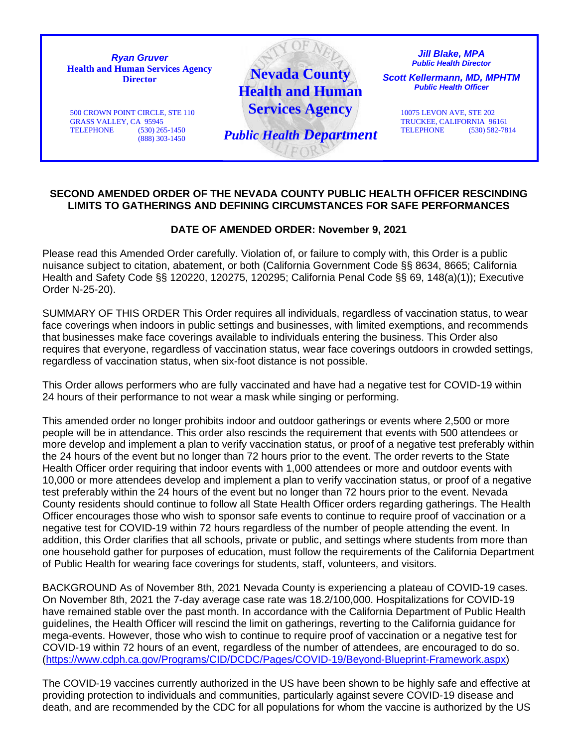***Ryan Gruver***
**Health and Human Services Agency Director**

500 CROWN POINT CIRCLE, STE 110
GRASS VALLEY, CA 95945
TELEPHONE (530) 265-1450
(888) 303-1450

**Nevada County Health and Human Services Agency**

***Public Health Department***

***Jill Blake, MPA***
***Public Health Director***

***Scott Kellermann, MD, MPHTM***
***Public Health Officer***

10075 LEVON AVE, STE 202
TRUCKEE, CALIFORNIA 96161
TELEPHONE (530) 582-7814

## SECOND AMENDED ORDER OF THE NEVADA COUNTY PUBLIC HEALTH OFFICER RESCINDING LIMITS TO GATHERINGS AND DEFINING CIRCUMSTANCES FOR SAFE PERFORMANCES

**DATE OF AMENDED ORDER: November 9, 2021**

Please read this Amended Order carefully. Violation of, or failure to comply with, this Order is a public nuisance subject to citation, abatement, or both (California Government Code §§ 8634, 8665; California Health and Safety Code §§ 120220, 120275, 120295; California Penal Code §§ 69, 148(a)(1)); Executive Order N-25-20).

SUMMARY OF THIS ORDER This Order requires all individuals, regardless of vaccination status, to wear face coverings when indoors in public settings and businesses, with limited exemptions, and recommends that businesses make face coverings available to individuals entering the business. This Order also requires that everyone, regardless of vaccination status, wear face coverings outdoors in crowded settings, regardless of vaccination status, when six-foot distance is not possible.

This Order allows performers who are fully vaccinated and have had a negative test for COVID-19 within 24 hours of their performance to not wear a mask while singing or performing.

This amended order no longer prohibits indoor and outdoor gatherings or events where 2,500 or more people will be in attendance. This order also rescinds the requirement that events with 500 attendees or more develop and implement a plan to verify vaccination status, or proof of a negative test preferably within the 24 hours of the event but no longer than 72 hours prior to the event. The order reverts to the State Health Officer order requiring that indoor events with 1,000 attendees or more and outdoor events with 10,000 or more attendees develop and implement a plan to verify vaccination status, or proof of a negative test preferably within the 24 hours of the event but no longer than 72 hours prior to the event. Nevada County residents should continue to follow all State Health Officer orders regarding gatherings. The Health Officer encourages those who wish to sponsor safe events to continue to require proof of vaccination or a negative test for COVID-19 within 72 hours regardless of the number of people attending the event. In addition, this Order clarifies that all schools, private or public, and settings where students from more than one household gather for purposes of education, must follow the requirements of the California Department of Public Health for wearing face coverings for students, staff, volunteers, and visitors.

BACKGROUND As of November 8th, 2021 Nevada County is experiencing a plateau of COVID-19 cases. On November 8th, 2021 the 7-day average case rate was 18.2/100,000. Hospitalizations for COVID-19 have remained stable over the past month. In accordance with the California Department of Public Health guidelines, the Health Officer will rescind the limit on gatherings, reverting to the California guidance for mega-events. However, those who wish to continue to require proof of vaccination or a negative test for COVID-19 within 72 hours of an event, regardless of the number of attendees, are encouraged to do so. (https://www.cdph.ca.gov/Programs/CID/DCDC/Pages/COVID-19/Beyond-Blueprint-Framework.aspx)

The COVID-19 vaccines currently authorized in the US have been shown to be highly safe and effective at providing protection to individuals and communities, particularly against severe COVID-19 disease and death, and are recommended by the CDC for all populations for whom the vaccine is authorized by the US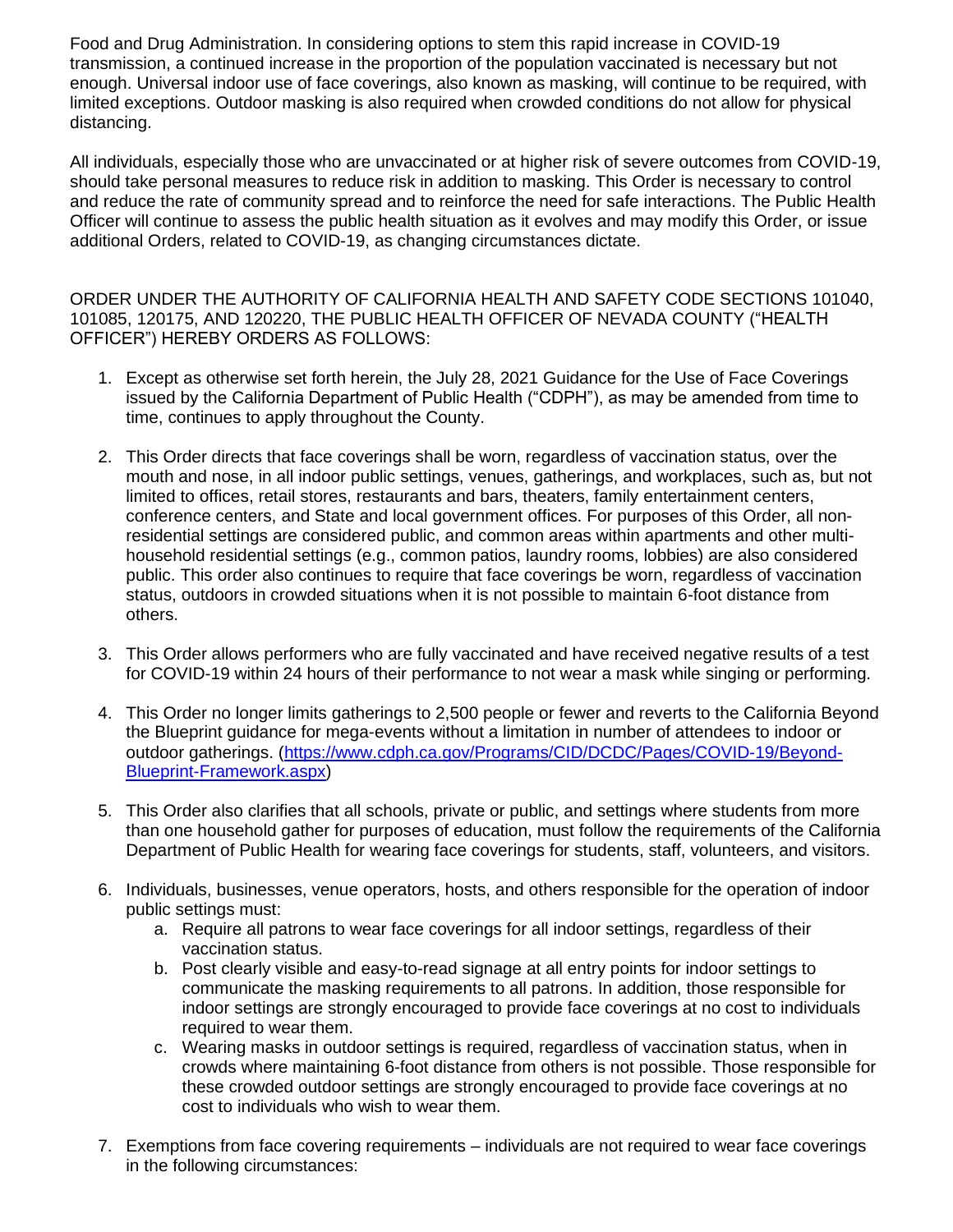Food and Drug Administration. In considering options to stem this rapid increase in COVID-19 transmission, a continued increase in the proportion of the population vaccinated is necessary but not enough. Universal indoor use of face coverings, also known as masking, will continue to be required, with limited exceptions. Outdoor masking is also required when crowded conditions do not allow for physical distancing.

All individuals, especially those who are unvaccinated or at higher risk of severe outcomes from COVID-19, should take personal measures to reduce risk in addition to masking. This Order is necessary to control and reduce the rate of community spread and to reinforce the need for safe interactions. The Public Health Officer will continue to assess the public health situation as it evolves and may modify this Order, or issue additional Orders, related to COVID-19, as changing circumstances dictate.

ORDER UNDER THE AUTHORITY OF CALIFORNIA HEALTH AND SAFETY CODE SECTIONS 101040, 101085, 120175, AND 120220, THE PUBLIC HEALTH OFFICER OF NEVADA COUNTY ("HEALTH OFFICER") HEREBY ORDERS AS FOLLOWS:

1. Except as otherwise set forth herein, the July 28, 2021 Guidance for the Use of Face Coverings issued by the California Department of Public Health ("CDPH"), as may be amended from time to time, continues to apply throughout the County.

2. This Order directs that face coverings shall be worn, regardless of vaccination status, over the mouth and nose, in all indoor public settings, venues, gatherings, and workplaces, such as, but not limited to offices, retail stores, restaurants and bars, theaters, family entertainment centers, conference centers, and State and local government offices. For purposes of this Order, all non-residential settings are considered public, and common areas within apartments and other multi-household residential settings (e.g., common patios, laundry rooms, lobbies) are also considered public. This order also continues to require that face coverings be worn, regardless of vaccination status, outdoors in crowded situations when it is not possible to maintain 6-foot distance from others.

3. This Order allows performers who are fully vaccinated and have received negative results of a test for COVID-19 within 24 hours of their performance to not wear a mask while singing or performing.

4. This Order no longer limits gatherings to 2,500 people or fewer and reverts to the California Beyond the Blueprint guidance for mega-events without a limitation in number of attendees to indoor or outdoor gatherings. (https://www.cdph.ca.gov/Programs/CID/DCDC/Pages/COVID-19/Beyond-Blueprint-Framework.aspx)

5. This Order also clarifies that all schools, private or public, and settings where students from more than one household gather for purposes of education, must follow the requirements of the California Department of Public Health for wearing face coverings for students, staff, volunteers, and visitors.

6. Individuals, businesses, venue operators, hosts, and others responsible for the operation of indoor public settings must:
   a. Require all patrons to wear face coverings for all indoor settings, regardless of their vaccination status.
   b. Post clearly visible and easy-to-read signage at all entry points for indoor settings to communicate the masking requirements to all patrons. In addition, those responsible for indoor settings are strongly encouraged to provide face coverings at no cost to individuals required to wear them.
   c. Wearing masks in outdoor settings is required, regardless of vaccination status, when in crowds where maintaining 6-foot distance from others is not possible. Those responsible for these crowded outdoor settings are strongly encouraged to provide face coverings at no cost to individuals who wish to wear them.

7. Exemptions from face covering requirements – individuals are not required to wear face coverings in the following circumstances: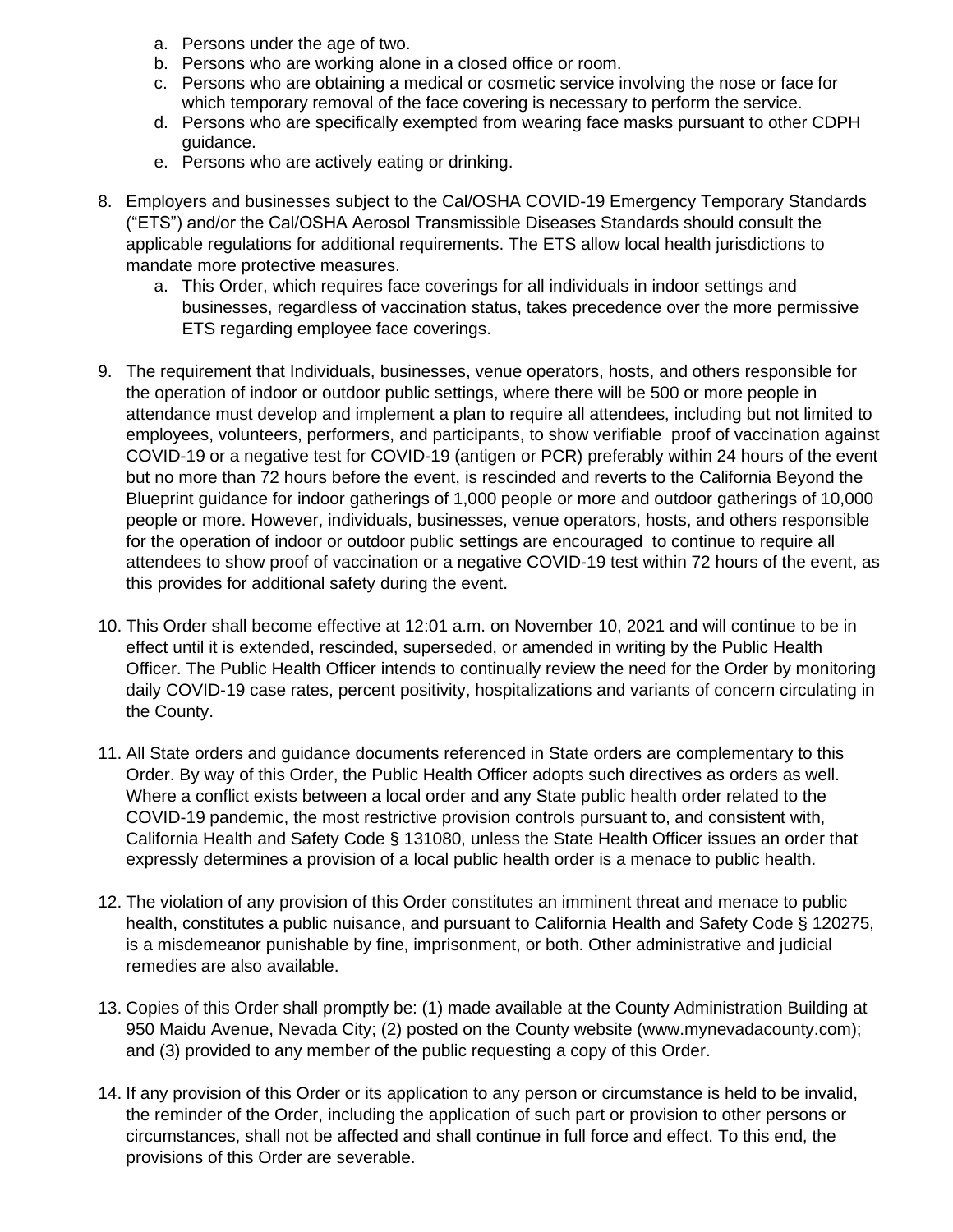a. Persons under the age of two.
   b. Persons who are working alone in a closed office or room.
   c. Persons who are obtaining a medical or cosmetic service involving the nose or face for which temporary removal of the face covering is necessary to perform the service.
   d. Persons who are specifically exempted from wearing face masks pursuant to other CDPH guidance.
   e. Persons who are actively eating or drinking.

8. Employers and businesses subject to the Cal/OSHA COVID-19 Emergency Temporary Standards ("ETS") and/or the Cal/OSHA Aerosol Transmissible Diseases Standards should consult the applicable regulations for additional requirements. The ETS allow local health jurisdictions to mandate more protective measures.
   a. This Order, which requires face coverings for all individuals in indoor settings and businesses, regardless of vaccination status, takes precedence over the more permissive ETS regarding employee face coverings.

9. The requirement that Individuals, businesses, venue operators, hosts, and others responsible for the operation of indoor or outdoor public settings, where there will be 500 or more people in attendance must develop and implement a plan to require all attendees, including but not limited to employees, volunteers, performers, and participants, to show verifiable proof of vaccination against COVID-19 or a negative test for COVID-19 (antigen or PCR) preferably within 24 hours of the event but no more than 72 hours before the event, is rescinded and reverts to the California Beyond the Blueprint guidance for indoor gatherings of 1,000 people or more and outdoor gatherings of 10,000 people or more. However, individuals, businesses, venue operators, hosts, and others responsible for the operation of indoor or outdoor public settings are encouraged to continue to require all attendees to show proof of vaccination or a negative COVID-19 test within 72 hours of the event, as this provides for additional safety during the event.

10. This Order shall become effective at 12:01 a.m. on November 10, 2021 and will continue to be in effect until it is extended, rescinded, superseded, or amended in writing by the Public Health Officer. The Public Health Officer intends to continually review the need for the Order by monitoring daily COVID-19 case rates, percent positivity, hospitalizations and variants of concern circulating in the County.

11. All State orders and guidance documents referenced in State orders are complementary to this Order. By way of this Order, the Public Health Officer adopts such directives as orders as well. Where a conflict exists between a local order and any State public health order related to the COVID-19 pandemic, the most restrictive provision controls pursuant to, and consistent with, California Health and Safety Code § 131080, unless the State Health Officer issues an order that expressly determines a provision of a local public health order is a menace to public health.

12. The violation of any provision of this Order constitutes an imminent threat and menace to public health, constitutes a public nuisance, and pursuant to California Health and Safety Code § 120275, is a misdemeanor punishable by fine, imprisonment, or both. Other administrative and judicial remedies are also available.

13. Copies of this Order shall promptly be: (1) made available at the County Administration Building at 950 Maidu Avenue, Nevada City; (2) posted on the County website (www.mynevadacounty.com); and (3) provided to any member of the public requesting a copy of this Order.

14. If any provision of this Order or its application to any person or circumstance is held to be invalid, the reminder of the Order, including the application of such part or provision to other persons or circumstances, shall not be affected and shall continue in full force and effect. To this end, the provisions of this Order are severable.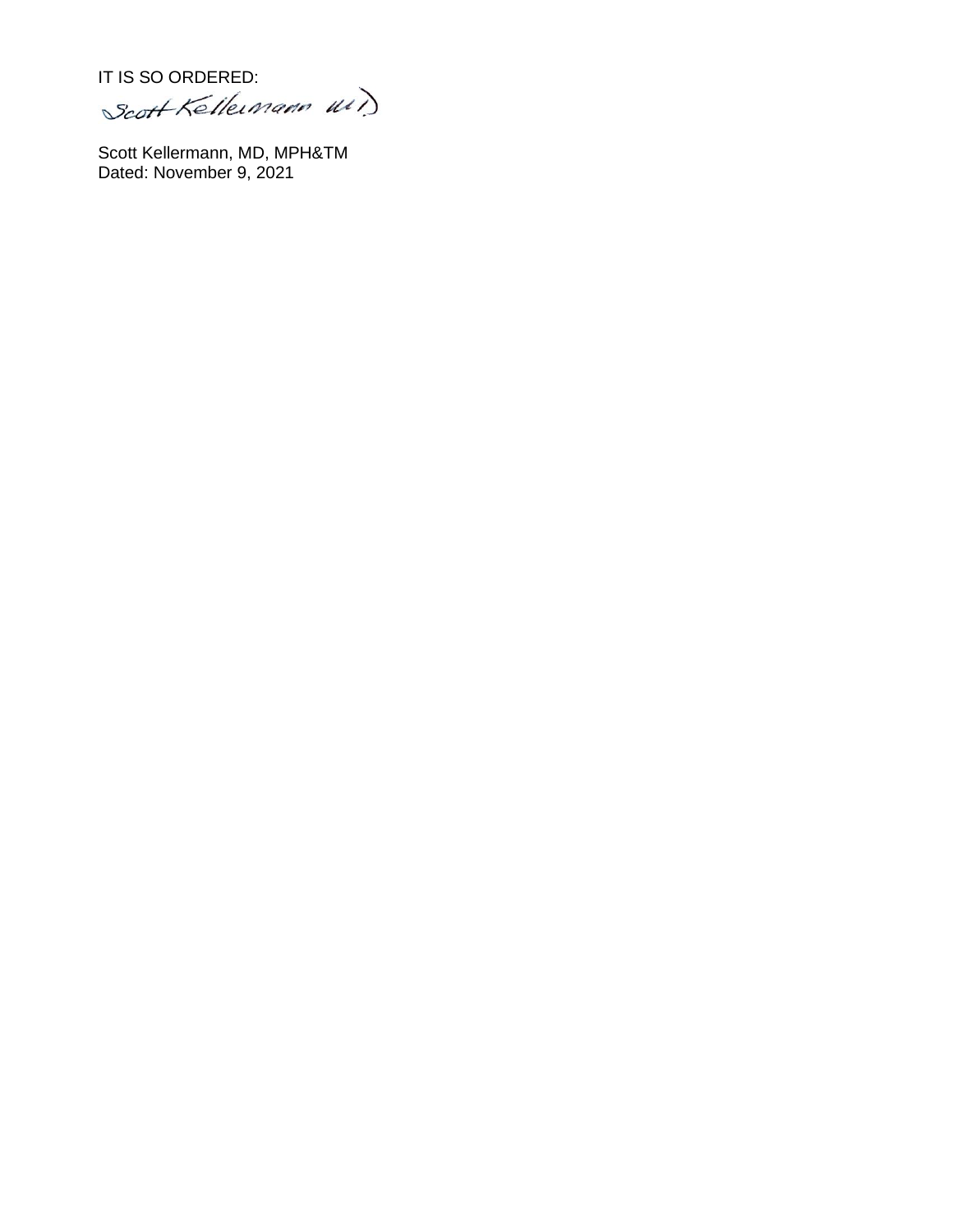IT IS SO ORDERED:

Scott Kellermann MD

Scott Kellermann, MD, MPH&TM
Dated: November 9, 2021